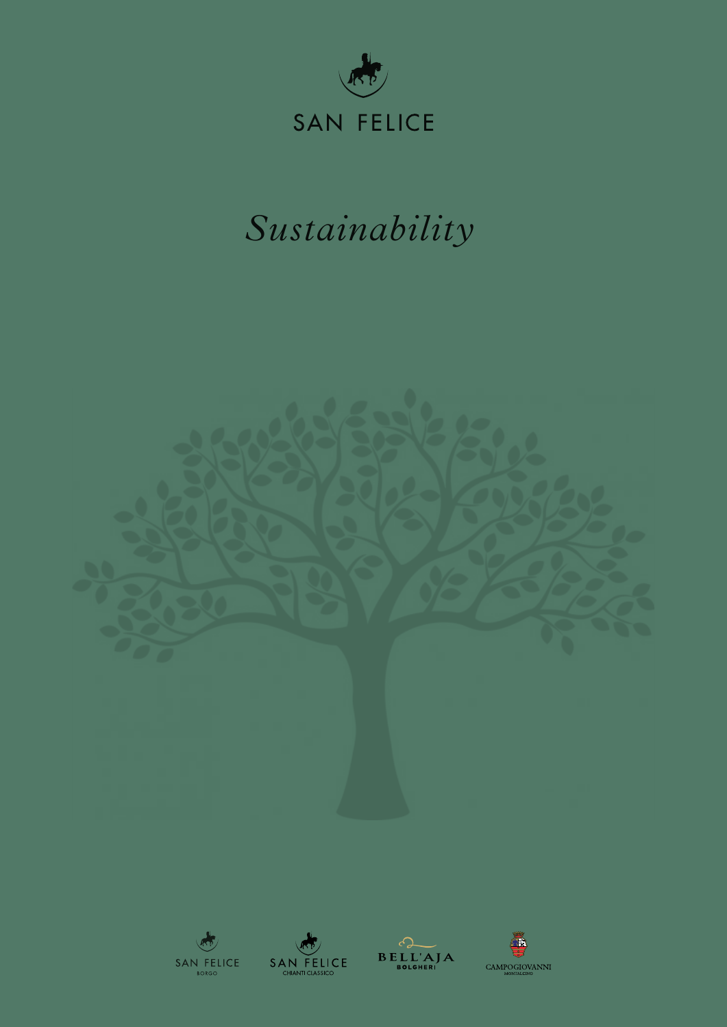SAN FELICE

# *Sustainability*

SAN FELICE BORGO

SAN FELICE CHIANTI CLASSICO

BELL'AJA BOLGHERI

CAMPOGIOVANNI MONTALCINO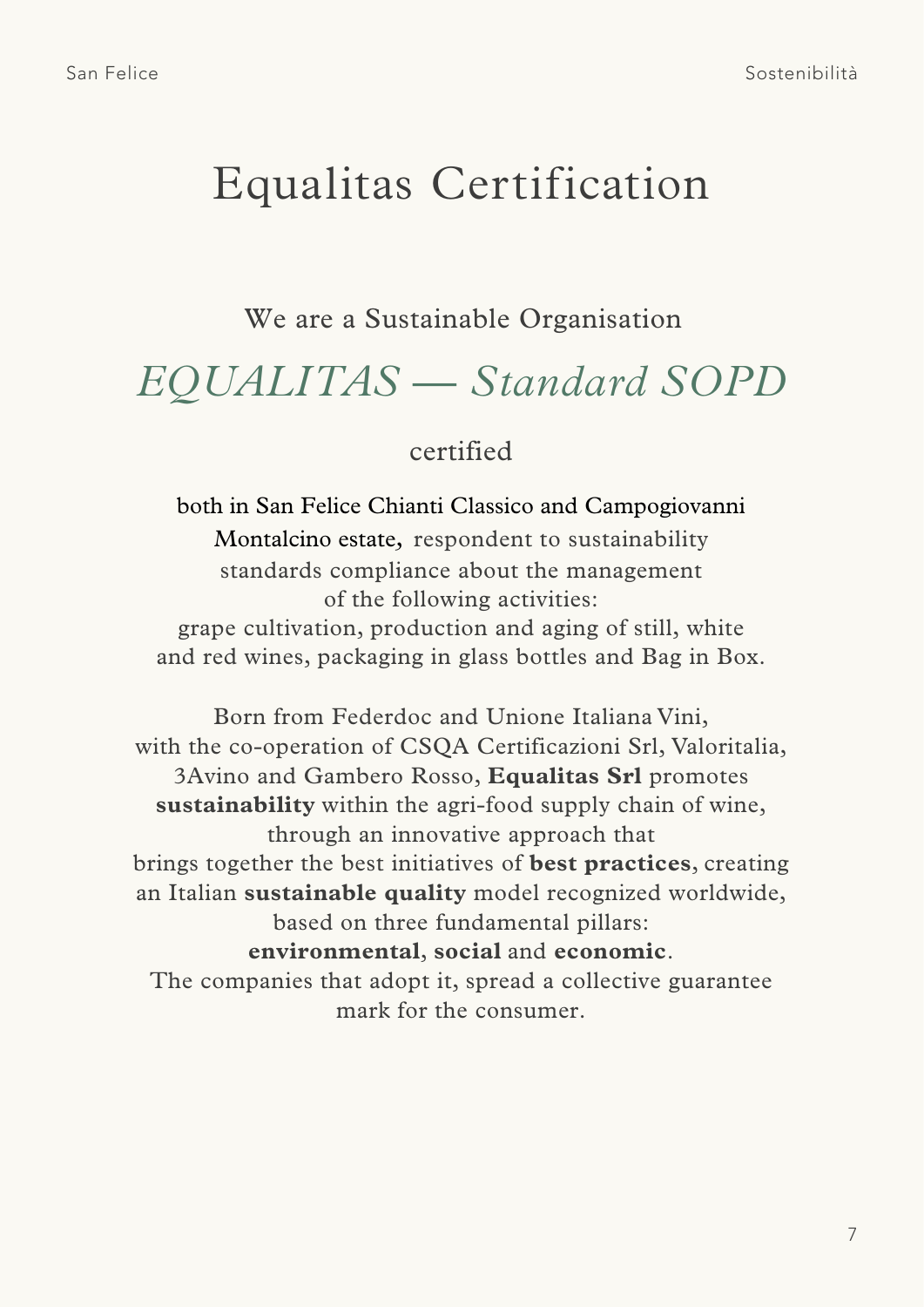# Equalitas Certification

We are a Sustainable Organisation

*EQUALITAS — Standard SOPD*

certified

both in San Felice Chianti Classico and Campogiovanni Montalcino estate, respondent to sustainability standards compliance about the management of the following activities:
grape cultivation, production and aging of still, white and red wines, packaging in glass bottles and Bag in Box.

Born from Federdoc and Unione Italiana Vini, with the co-operation of CSQA Certificazioni Srl, Valoritalia, 3Avino and Gambero Rosso, **Equalitas Srl** promotes **sustainability** within the agri-food supply chain of wine, through an innovative approach that brings together the best initiatives of **best practices**, creating an Italian **sustainable quality** model recognized worldwide, based on three fundamental pillars:
**environmental**, **social** and **economic**.
The companies that adopt it, spread a collective guarantee mark for the consumer.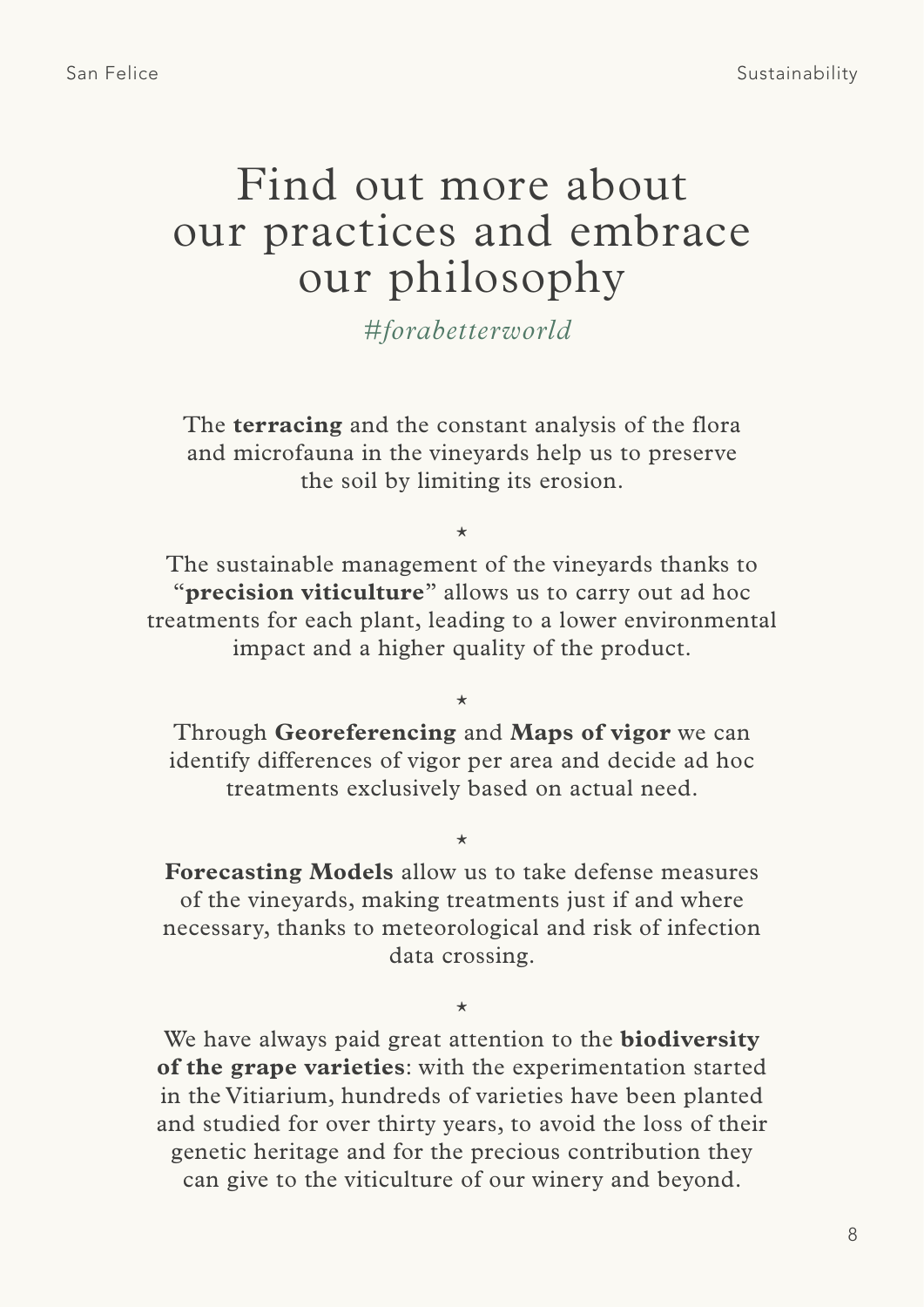# Find out more about our practices and embrace our philosophy

*#forabetterworld*

The **terracing** and the constant analysis of the flora and microfauna in the vineyards help us to preserve the soil by limiting its erosion.

⋆

The sustainable management of the vineyards thanks to "**precision viticulture**" allows us to carry out ad hoc treatments for each plant, leading to a lower environmental impact and a higher quality of the product.

⋆

Through **Georeferencing** and **Maps of vigor** we can identify differences of vigor per area and decide ad hoc treatments exclusively based on actual need.

⋆

**Forecasting Models** allow us to take defense measures of the vineyards, making treatments just if and where necessary, thanks to meteorological and risk of infection data crossing.

⋆

We have always paid great attention to the **biodiversity of the grape varieties**: with the experimentation started in the Vitiarium, hundreds of varieties have been planted and studied for over thirty years, to avoid the loss of their genetic heritage and for the precious contribution they can give to the viticulture of our winery and beyond.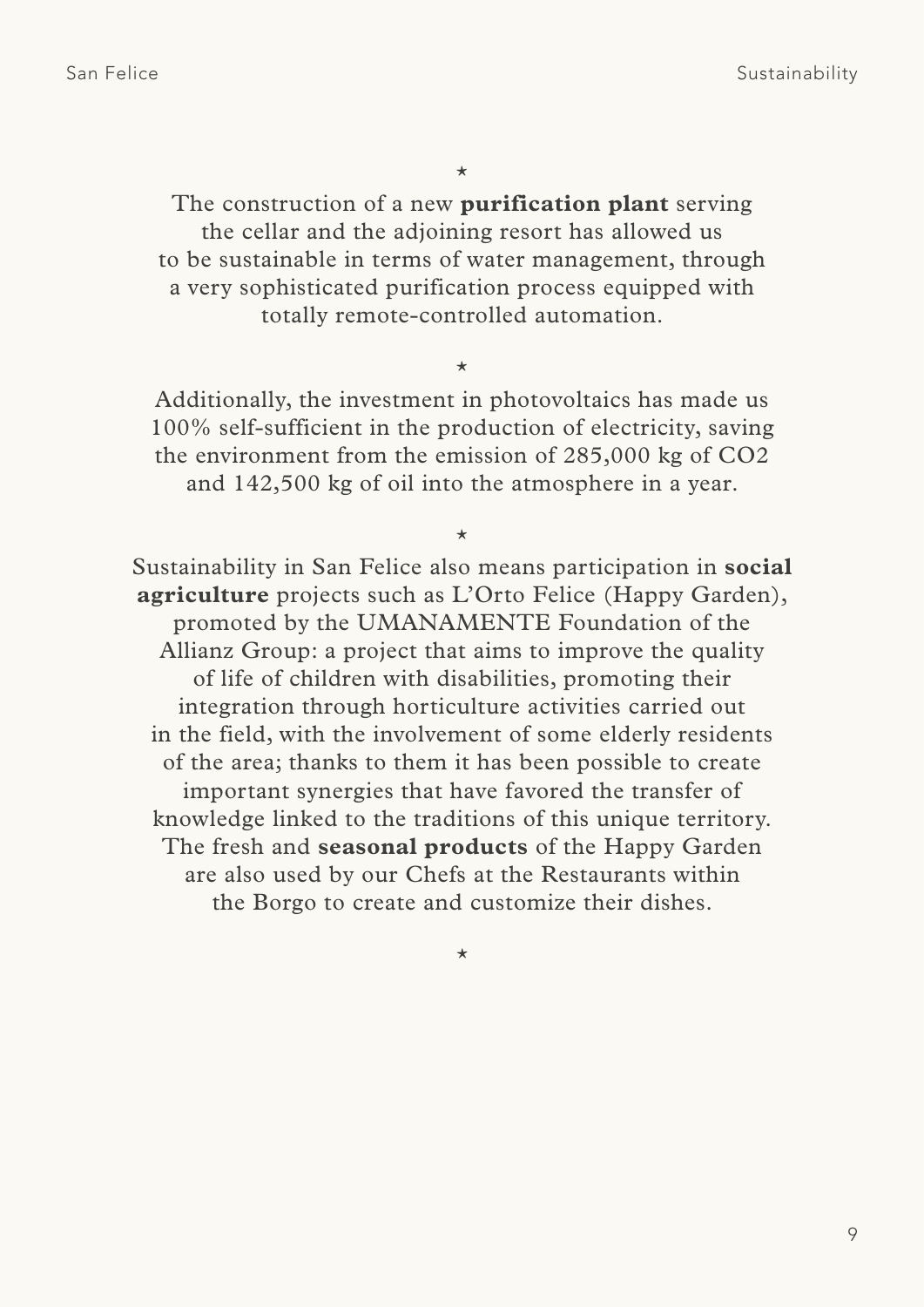⋆

The construction of a new **purification plant** serving the cellar and the adjoining resort has allowed us to be sustainable in terms of water management, through a very sophisticated purification process equipped with totally remote-controlled automation.

⋆

Additionally, the investment in photovoltaics has made us 100% self-sufficient in the production of electricity, saving the environment from the emission of 285,000 kg of $CO_2$ and 142,500 kg of oil into the atmosphere in a year.

⋆

Sustainability in San Felice also means participation in **social agriculture** projects such as L'Orto Felice (Happy Garden), promoted by the UMANAMENTE Foundation of the Allianz Group: a project that aims to improve the quality of life of children with disabilities, promoting their integration through horticulture activities carried out in the field, with the involvement of some elderly residents of the area; thanks to them it has been possible to create important synergies that have favored the transfer of knowledge linked to the traditions of this unique territory. The fresh and **seasonal products** of the Happy Garden are also used by our Chefs at the Restaurants within the Borgo to create and customize their dishes.

⋆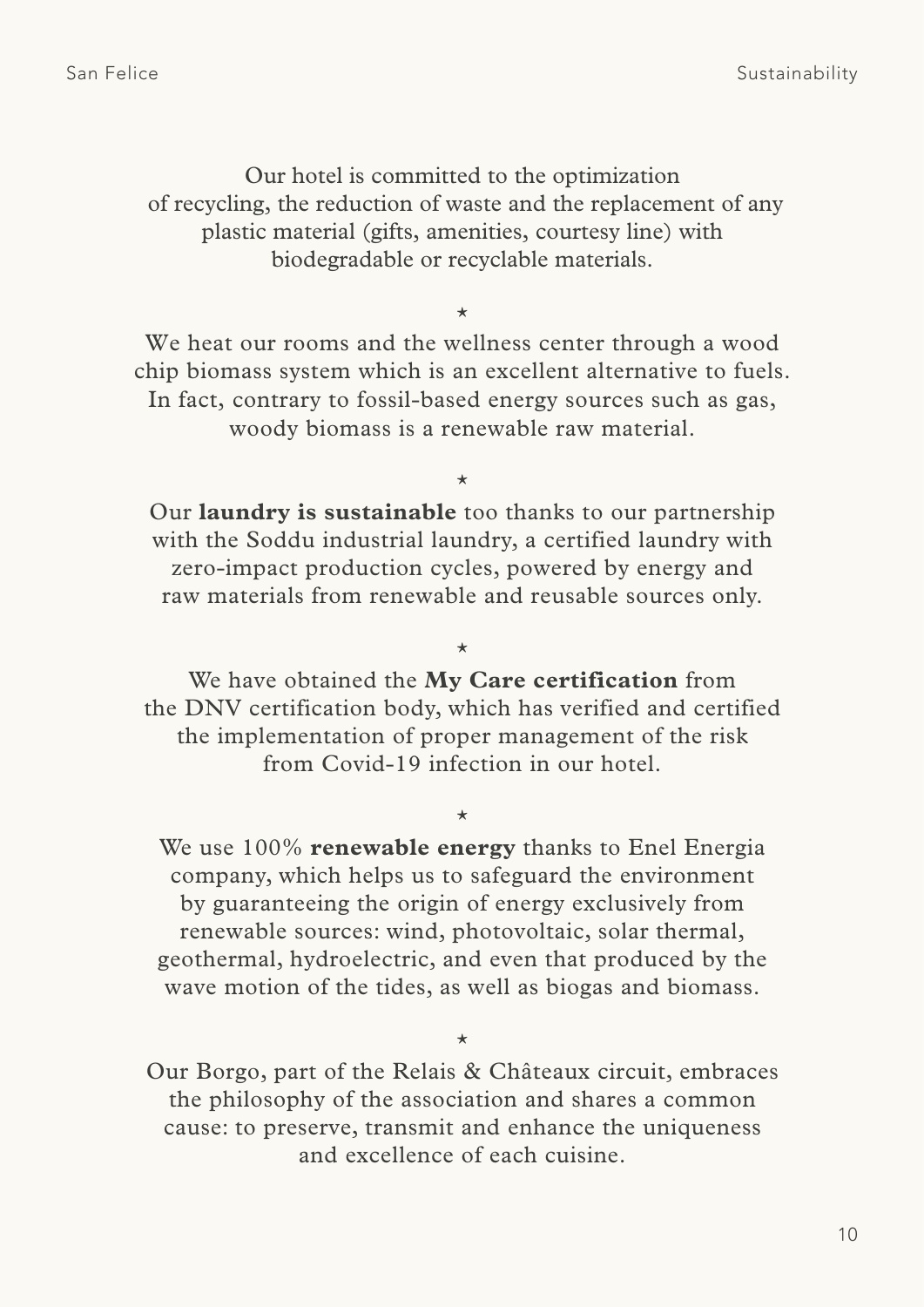Our hotel is committed to the optimization of recycling, the reduction of waste and the replacement of any plastic material (gifts, amenities, courtesy line) with biodegradable or recyclable materials.

⋆

We heat our rooms and the wellness center through a wood chip biomass system which is an excellent alternative to fuels. In fact, contrary to fossil-based energy sources such as gas, woody biomass is a renewable raw material.

⋆

Our **laundry is sustainable** too thanks to our partnership with the Soddu industrial laundry, a certified laundry with zero-impact production cycles, powered by energy and raw materials from renewable and reusable sources only.

⋆

We have obtained the **My Care certification** from the DNV certification body, which has verified and certified the implementation of proper management of the risk from Covid-19 infection in our hotel.

⋆

We use 100% **renewable energy** thanks to Enel Energia company, which helps us to safeguard the environment by guaranteeing the origin of energy exclusively from renewable sources: wind, photovoltaic, solar thermal, geothermal, hydroelectric, and even that produced by the wave motion of the tides, as well as biogas and biomass.

⋆

Our Borgo, part of the Relais & Châteaux circuit, embraces the philosophy of the association and shares a common cause: to preserve, transmit and enhance the uniqueness and excellence of each cuisine.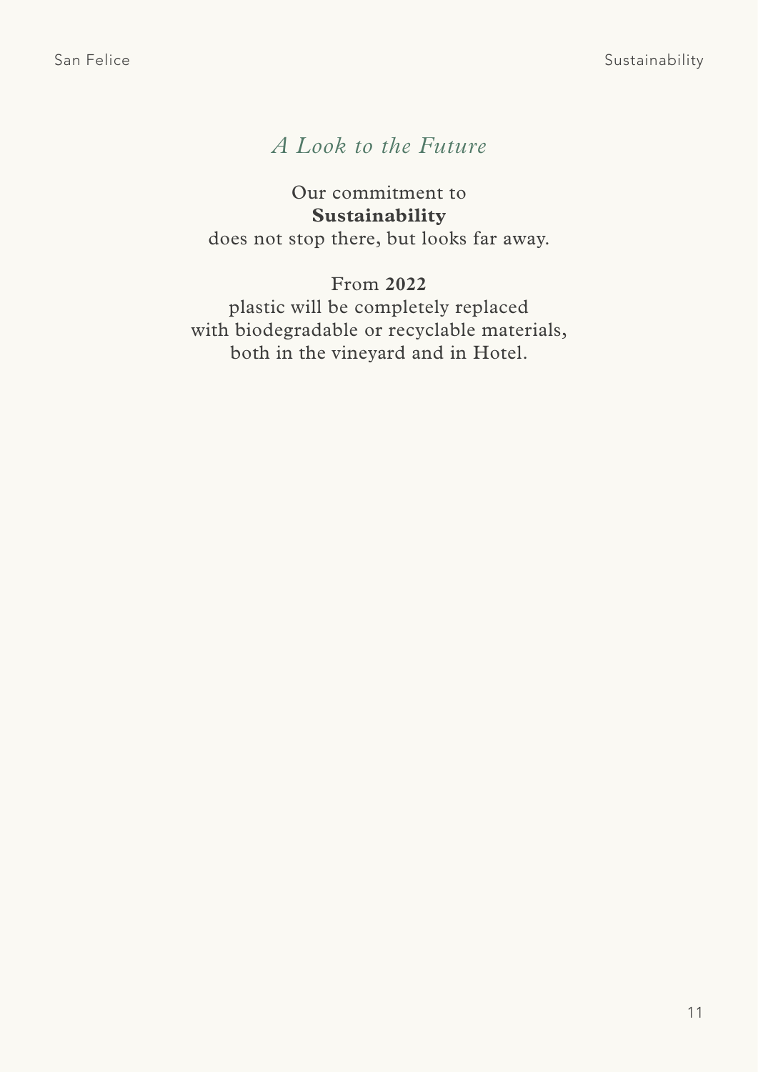## *A Look to the Future*

Our commitment to
**Sustainability**
does not stop there, but looks far away.

From **2022**
plastic will be completely replaced
with biodegradable or recyclable materials,
both in the vineyard and in Hotel.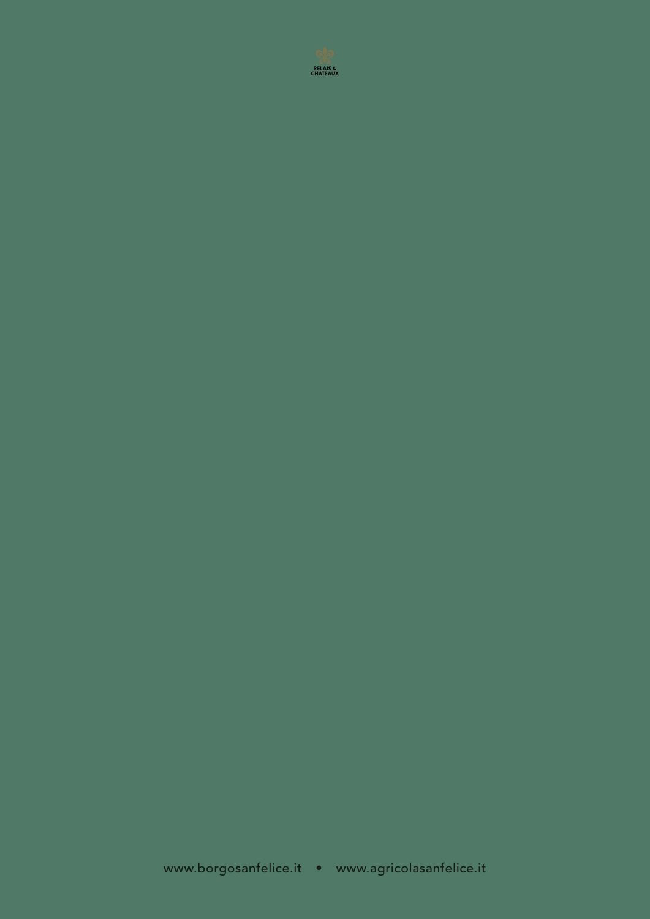RELAIS & CHATEAUX

www.borgosanfelice.it • www.agricolasanfelice.it